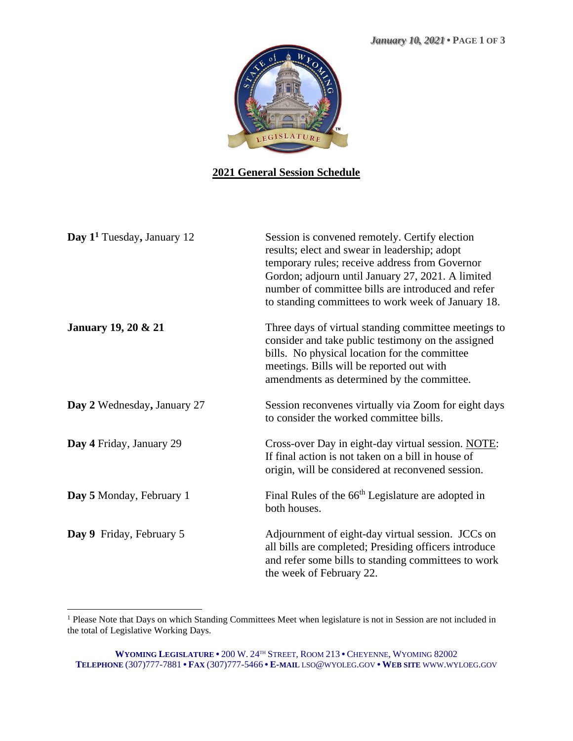## 2021 General Session Schedule

| | |
|---|---|
| **Day 1**[1] Tuesday**,** January 12 | Session is convened remotely. Certify election results; elect and swear in leadership; adopt temporary rules; receive address from Governor Gordon; adjourn until January 27, 2021. A limited number of committee bills are introduced and refer to standing committees to work week of January 18. |
| **January 19, 20 & 21** | Three days of virtual standing committee meetings to consider and take public testimony on the assigned bills. No physical location for the committee meetings. Bills will be reported out with amendments as determined by the committee. |
| **Day 2** Wednesday**,** January 27 | Session reconvenes virtually via Zoom for eight days to consider the worked committee bills. |
| **Day 4** Friday, January 29 | Cross-over Day in eight-day virtual session. NOTE: If final action is not taken on a bill in house of origin, will be considered at reconvened session. |
| **Day 5** Monday, February 1 | Final Rules of the 66th Legislature are adopted in both houses. |
| **Day 9** Friday, February 5 | Adjournment of eight-day virtual session. JCCs on all bills are completed; Presiding officers introduce and refer some bills to standing committees to work the week of February 22. |

[1] Please Note that Days on which Standing Committees Meet when legislature is not in Session are not included in the total of Legislative Working Days.

**WYOMING LEGISLATURE** • 200 W. 24TH STREET, ROOM 213 • CHEYENNE, WYOMING 82002
**TELEPHONE** (307)777-7881 • **FAX** (307)777-5466 • **E-MAIL** LSO@WYOLEG.GOV • **WEB SITE** WWW.WYLOEG.GOV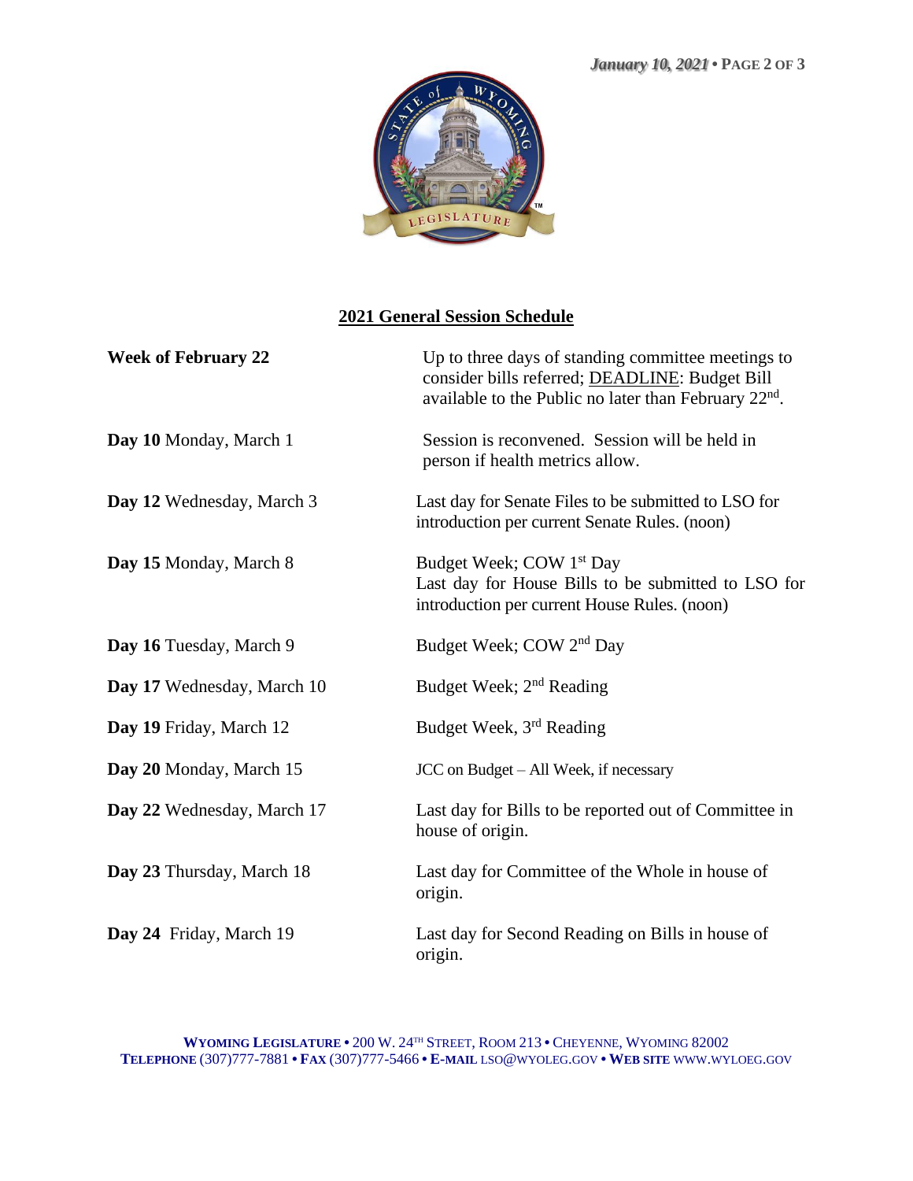## 2021 General Session Schedule

| | |
|---|---|
| **Week of February 22** | Up to three days of standing committee meetings to consider bills referred; DEADLINE: Budget Bill available to the Public no later than February 22nd. |
| **Day 10** Monday, March 1 | Session is reconvened. Session will be held in person if health metrics allow. |
| **Day 12** Wednesday, March 3 | Last day for Senate Files to be submitted to LSO for introduction per current Senate Rules. (noon) |
| **Day 15** Monday, March 8 | Budget Week; COW 1st Day<br>Last day for House Bills to be submitted to LSO for introduction per current House Rules. (noon) |
| **Day 16** Tuesday, March 9 | Budget Week; COW 2nd Day |
| **Day 17** Wednesday, March 10 | Budget Week; 2nd Reading |
| **Day 19** Friday, March 12 | Budget Week, 3rd Reading |
| **Day 20** Monday, March 15 | JCC on Budget – All Week, if necessary |
| **Day 22** Wednesday, March 17 | Last day for Bills to be reported out of Committee in house of origin. |
| **Day 23** Thursday, March 18 | Last day for Committee of the Whole in house of origin. |
| **Day 24** Friday, March 19 | Last day for Second Reading on Bills in house of origin. |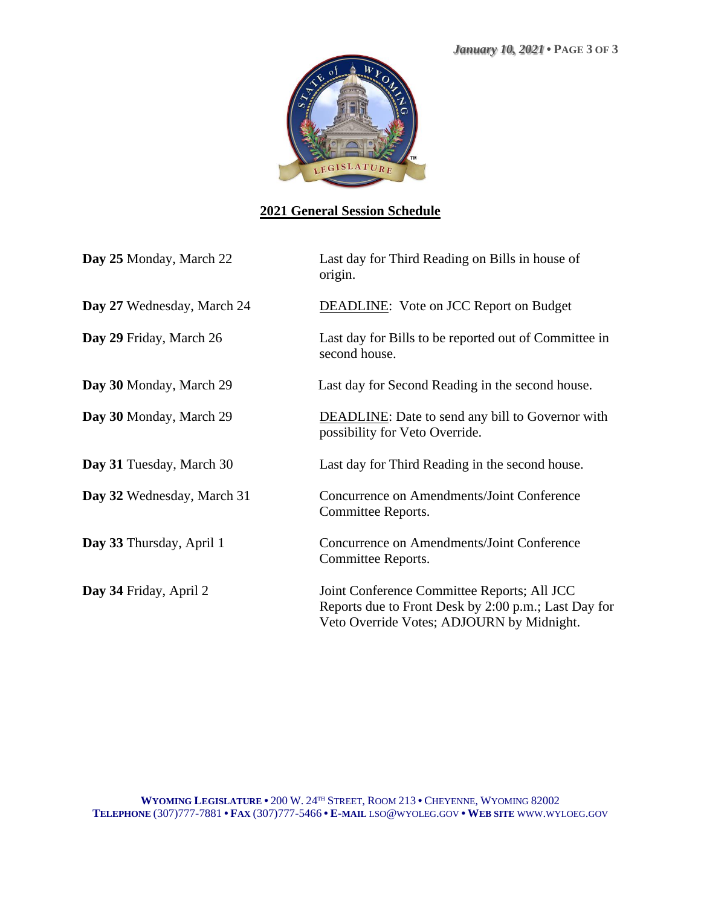## 2021 General Session Schedule

| | |
|---|---|
| **Day 25** Monday, March 22 | Last day for Third Reading on Bills in house of origin. |
| **Day 27** Wednesday, March 24 | DEADLINE: Vote on JCC Report on Budget |
| **Day 29** Friday, March 26 | Last day for Bills to be reported out of Committee in second house. |
| **Day 30** Monday, March 29 | Last day for Second Reading in the second house. |
| **Day 30** Monday, March 29 | DEADLINE: Date to send any bill to Governor with possibility for Veto Override. |
| **Day 31** Tuesday, March 30 | Last day for Third Reading in the second house. |
| **Day 32** Wednesday, March 31 | Concurrence on Amendments/Joint Conference Committee Reports. |
| **Day 33** Thursday, April 1 | Concurrence on Amendments/Joint Conference Committee Reports. |
| **Day 34** Friday, April 2 | Joint Conference Committee Reports; All JCC Reports due to Front Desk by 2:00 p.m.; Last Day for Veto Override Votes; ADJOURN by Midnight. |

**WYOMING LEGISLATURE** • 200 W. 24TH STREET, ROOM 213 • CHEYENNE, WYOMING 82002
**TELEPHONE** (307)777-7881 • **FAX** (307)777-5466 • **E-MAIL** LSO@WYOLEG.GOV • **WEB SITE** WWW.WYLOEG.GOV